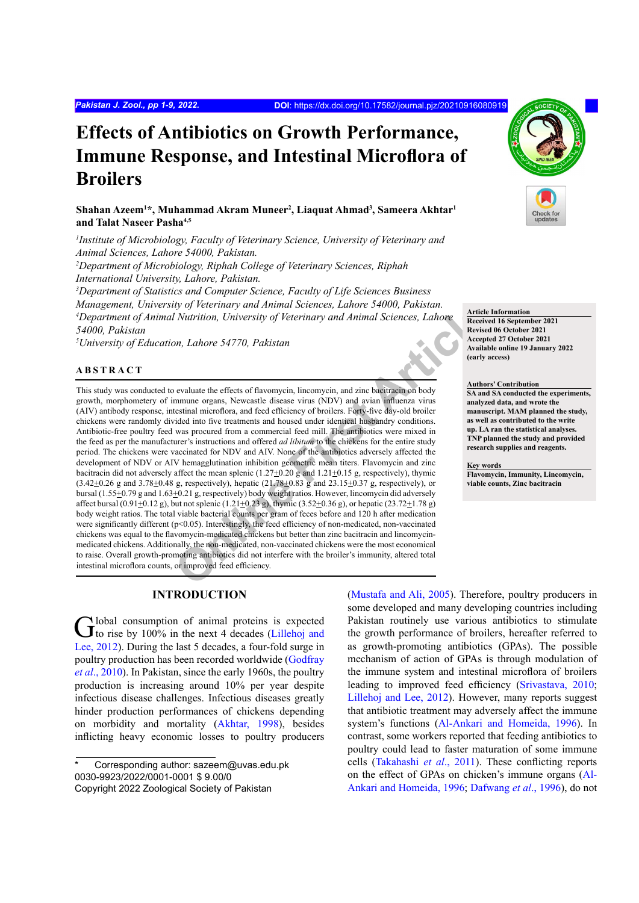# Effects of Antibiotics on Growth Performance, Immune Response, and Intestinal Microflora of Broilers

**Shahan Azeem[1]*, Muhammad Akram Muneer[2], Liaquat Ahmad[3], Sameera Akhtar[1] and Talat Naseer Pasha[4,5]**

*[1]Institute of Microbiology, Faculty of Veterinary Science, University of Veterinary and Animal Sciences, Lahore 54000, Pakistan.*
*[2]Department of Microbiology, Riphah College of Veterinary Sciences, Riphah International University, Lahore, Pakistan.*
*[3]Department of Statistics and Computer Science, Faculty of Life Sciences Business Management, University of Veterinary and Animal Sciences, Lahore 54000, Pakistan.*
*[4]Department of Animal Nutrition, University of Veterinary and Animal Sciences, Lahore 54000, Pakistan*
*[5]University of Education, Lahore 54770, Pakistan*

**Article Information**
**Received 16 September 2021**
**Revised 06 October 2021**
**Accepted 27 October 2021**
**Available online 19 January 2022 (early access)**

**Authors' Contribution**
**SA and SA conducted the experiments, analyzed data, and wrote the manuscript. MAM planned the study, as well as contributed to the write up. LA ran the statistical analyses. TNP planned the study and provided research supplies and reagents.**

**Key words**
**Flavomycin, Immunity, Lincomycin, viable counts, Zinc bacitracin**

## ABSTRACT

This study was conducted to evaluate the effects of flavomycin, lincomycin, and zinc bacitracin on body growth, morphometery of immune organs, Newcastle disease virus (NDV) and avian influenza virus (AIV) antibody response, intestinal microflora, and feed efficiency of broilers. Forty-five day-old broiler chickens were randomly divided into five treatments and housed under identical husbandry conditions. Antibiotic-free poultry feed was procured from a commercial feed mill. The antibiotics were mixed in the feed as per the manufacturer's instructions and offered *ad libitum* to the chickens for the entire study period. The chickens were vaccinated for NDV and AIV. None of the antibiotics adversely affected the development of NDV or AIV hemagglutination inhibition geometric mean titers. Flavomycin and zinc bacitracin did not adversely affect the mean splenic (1.27±0.20 g and 1.21±0.15 g, respectively), thymic (3.42±0.26 g and 3.78±0.48 g, respectively), hepatic (21.78±0.83 g and 23.15±0.37 g, respectively), or bursal (1.55±0.79 g and 1.63±0.21 g, respectively) body weight ratios. However, lincomycin did adversely affect bursal (0.91±0.12 g), but not splenic (1.21±0.23 g), thymic (3.52±0.36 g), or hepatic (23.72±1.78 g) body weight ratios. The total viable bacterial counts per gram of feces before and 120 h after medication were significantly different ($p<0.05$). Interestingly, the feed efficiency of non-medicated, non-vaccinated chickens was equal to the flavomycin-medicated chickens but better than zinc bacitracin and lincomycin-medicated chickens. Additionally, the non-medicated, non-vaccinated chickens were the most economical to raise. Overall growth-promoting antibiotics did not interfere with the broiler's immunity, altered total intestinal microflora counts, or improved feed efficiency.

## INTRODUCTION

Global consumption of animal proteins is expected to rise by 100% in the next 4 decades (Lillehoj and Lee, 2012). During the last 5 decades, a four-fold surge in poultry production has been recorded worldwide (Godfray *et al*., 2010). In Pakistan, since the early 1960s, the poultry production is increasing around 10% per year despite infectious disease challenges. Infectious diseases greatly hinder production performances of chickens depending on morbidity and mortality (Akhtar, 1998), besides inflicting heavy economic losses to poultry producers (Mustafa and Ali, 2005). Therefore, poultry producers in some developed and many developing countries including Pakistan routinely use various antibiotics to stimulate the growth performance of broilers, hereafter referred to as growth-promoting antibiotics (GPAs). The possible mechanism of action of GPAs is through modulation of the immune system and intestinal microflora of broilers leading to improved feed efficiency (Srivastava, 2010; Lillehoj and Lee, 2012). However, many reports suggest that antibiotic treatment may adversely affect the immune system's functions (Al-Ankari and Homeida, 1996). In contrast, some workers reported that feeding antibiotics to poultry could lead to faster maturation of some immune cells (Takahashi *et al*., 2011). These conflicting reports on the effect of GPAs on chicken's immune organs (Al-Ankari and Homeida, 1996; Dafwang *et al*., 1996), do not

\* Corresponding author: sazeem@uvas.edu.pk
0030-9923/2022/0001-0001 $ 9.00/0
Copyright 2022 Zoological Society of Pakistan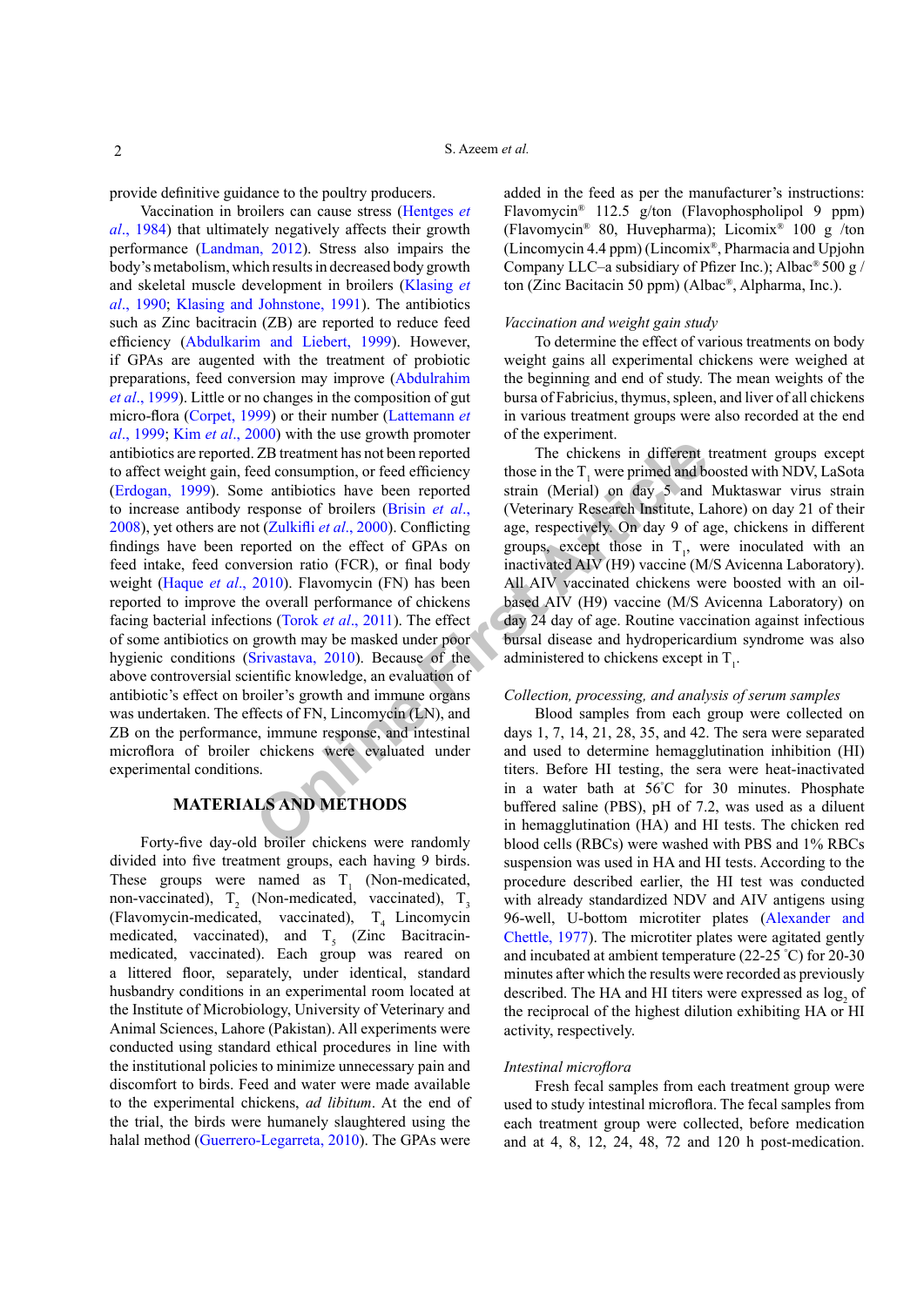provide definitive guidance to the poultry producers.

Vaccination in broilers can cause stress (Hentges *et al*., 1984) that ultimately negatively affects their growth performance (Landman, 2012). Stress also impairs the body's metabolism, which results in decreased body growth and skeletal muscle development in broilers (Klasing *et al*., 1990; Klasing and Johnstone, 1991). The antibiotics such as Zinc bacitracin (ZB) are reported to reduce feed efficiency (Abdulkarim and Liebert, 1999). However, if GPAs are augented with the treatment of probiotic preparations, feed conversion may improve (Abdulrahim *et al*., 1999). Little or no changes in the composition of gut micro-flora (Corpet, 1999) or their number (Lattemann *et al*., 1999; Kim *et al*., 2000) with the use growth promoter antibiotics are reported. ZB treatment has not been reported to affect weight gain, feed consumption, or feed efficiency (Erdogan, 1999). Some antibiotics have been reported to increase antibody response of broilers (Brisin *et al*., 2008), yet others are not (Zulkifli *et al*., 2000). Conflicting findings have been reported on the effect of GPAs on feed intake, feed conversion ratio (FCR), or final body weight (Haque *et al*., 2010). Flavomycin (FN) has been reported to improve the overall performance of chickens facing bacterial infections (Torok *et al*., 2011). The effect of some antibiotics on growth may be masked under poor hygienic conditions (Srivastava, 2010). Because of the above controversial scientific knowledge, an evaluation of antibiotic's effect on broiler's growth and immune organs was undertaken. The effects of FN, Lincomycin (LN), and ZB on the performance, immune response, and intestinal microflora of broiler chickens were evaluated under experimental conditions.

## MATERIALS AND METHODS

Forty-five day-old broiler chickens were randomly divided into five treatment groups, each having 9 birds. These groups were named as $T_1$ (Non-medicated, non-vaccinated), $T_2$ (Non-medicated, vaccinated), $T_3$ (Flavomycin-medicated, vaccinated), $T_4$ Lincomycin medicated, vaccinated), and $T_5$ (Zinc Bacitracin-medicated, vaccinated). Each group was reared on a littered floor, separately, under identical, standard husbandry conditions in an experimental room located at the Institute of Microbiology, University of Veterinary and Animal Sciences, Lahore (Pakistan). All experiments were conducted using standard ethical procedures in line with the institutional policies to minimize unnecessary pain and discomfort to birds. Feed and water were made available to the experimental chickens, *ad libitum*. At the end of the trial, the birds were humanely slaughtered using the halal method (Guerrero-Legarreta, 2010). The GPAs were added in the feed as per the manufacturer's instructions: Flavomycin® 112.5 g/ton (Flavophospholipol 9 ppm) (Flavomycin® 80, Huvepharma); Licomix® 100 g /ton (Lincomycin 4.4 ppm) (Lincomix®, Pharmacia and Upjohn Company LLC–a subsidiary of Pfizer Inc.); Albac® 500 g / ton (Zinc Bacitacin 50 ppm) (Albac®, Alpharma, Inc.).

### *Vaccination and weight gain study*

To determine the effect of various treatments on body weight gains all experimental chickens were weighed at the beginning and end of study. The mean weights of the bursa of Fabricius, thymus, spleen, and liver of all chickens in various treatment groups were also recorded at the end of the experiment.

The chickens in different treatment groups except those in the $T_1$ were primed and boosted with NDV, LaSota strain (Merial) on day 5 and Muktaswar virus strain (Veterinary Research Institute, Lahore) on day 21 of their age, respectively. On day 9 of age, chickens in different groups, except those in $T_1$, were inoculated with an inactivated AIV (H9) vaccine (M/S Avicenna Laboratory). All AIV vaccinated chickens were boosted with an oil-based AIV (H9) vaccine (M/S Avicenna Laboratory) on day 24 day of age. Routine vaccination against infectious bursal disease and hydropericardium syndrome was also administered to chickens except in $T_1$.

### *Collection, processing, and analysis of serum samples*

Blood samples from each group were collected on days 1, 7, 14, 21, 28, 35, and 42. The sera were separated and used to determine hemagglutination inhibition (HI) titers. Before HI testing, the sera were heat-inactivated in a water bath at 56°C for 30 minutes. Phosphate buffered saline (PBS), pH of 7.2, was used as a diluent in hemagglutination (HA) and HI tests. The chicken red blood cells (RBCs) were washed with PBS and 1% RBCs suspension was used in HA and HI tests. According to the procedure described earlier, the HI test was conducted with already standardized NDV and AIV antigens using 96-well, U-bottom microtiter plates (Alexander and Chettle, 1977). The microtiter plates were agitated gently and incubated at ambient temperature (22-25 °C) for 20-30 minutes after which the results were recorded as previously described. The HA and HI titers were expressed as $\log_2$ of the reciprocal of the highest dilution exhibiting HA or HI activity, respectively.

### *Intestinal microflora*

Fresh fecal samples from each treatment group were used to study intestinal microflora. The fecal samples from each treatment group were collected, before medication and at 4, 8, 12, 24, 48, 72 and 120 h post-medication.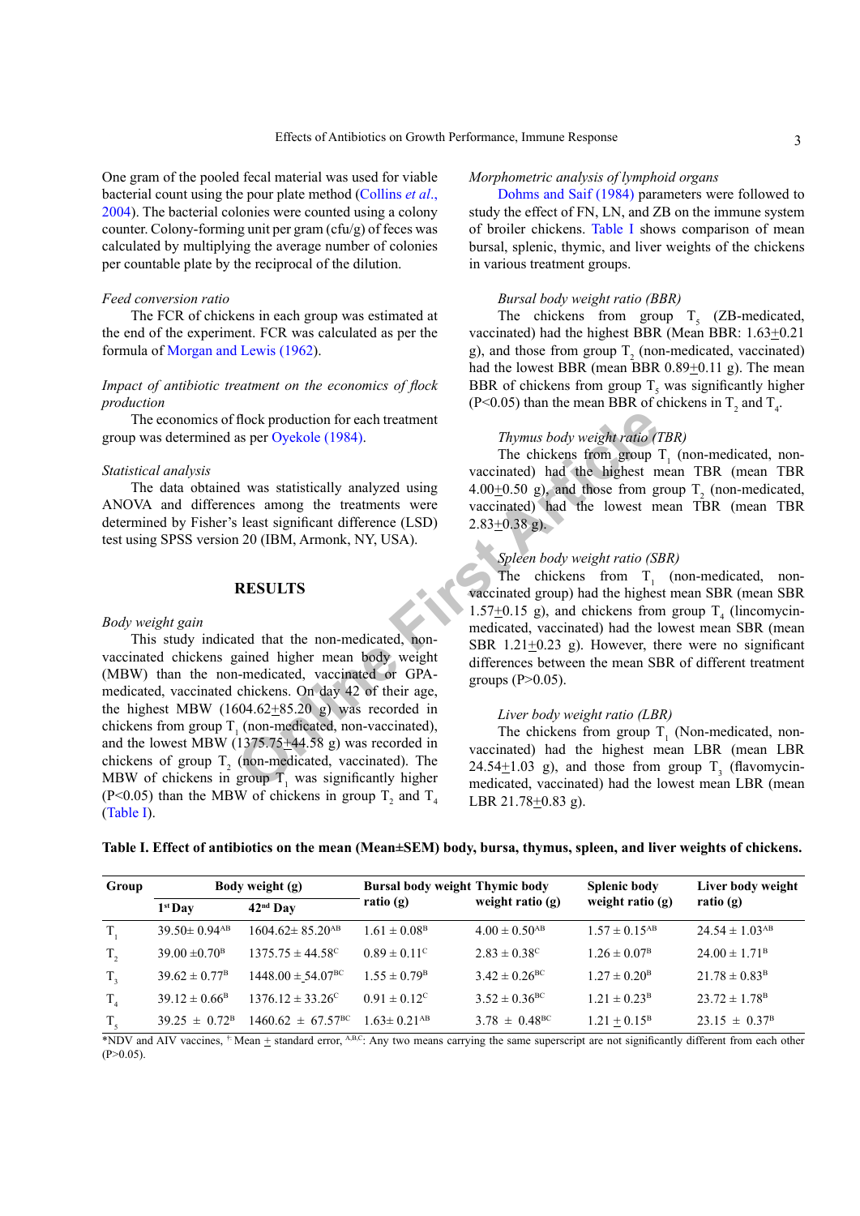One gram of the pooled fecal material was used for viable bacterial count using the pour plate method (Collins *et al*., 2004). The bacterial colonies were counted using a colony counter. Colony-forming unit per gram (cfu/g) of feces was calculated by multiplying the average number of colonies per countable plate by the reciprocal of the dilution.

*Feed conversion ratio*

The FCR of chickens in each group was estimated at the end of the experiment. FCR was calculated as per the formula of Morgan and Lewis (1962).

*Impact of antibiotic treatment on the economics of flock production*

The economics of flock production for each treatment group was determined as per Oyekole (1984).

*Statistical analysis*

The data obtained was statistically analyzed using ANOVA and differences among the treatments were determined by Fisher's least significant difference (LSD) test using SPSS version 20 (IBM, Armonk, NY, USA).

## RESULTS

*Body weight gain*

This study indicated that the non-medicated, non-vaccinated chickens gained higher mean body weight (MBW) than the non-medicated, vaccinated or GPA-medicated, vaccinated chickens. On day 42 of their age, the highest MBW (1604.62±85.20 g) was recorded in chickens from group $T_1$ (non-medicated, non-vaccinated), and the lowest MBW (1375.75±44.58 g) was recorded in chickens of group $T_2$ (non-medicated, vaccinated). The MBW of chickens in group $T_1$ was significantly higher ($P<0.05$) than the MBW of chickens in group $T_2$ and $T_4$ (Table I).

*Morphometric analysis of lymphoid organs*

Dohms and Saif (1984) parameters were followed to study the effect of FN, LN, and ZB on the immune system of broiler chickens. Table I shows comparison of mean bursal, splenic, thymic, and liver weights of the chickens in various treatment groups.

*Bursal body weight ratio (BBR)*

The chickens from group $T_5$ (ZB-medicated, vaccinated) had the highest BBR (Mean BBR: 1.63±0.21 g), and those from group $T_2$ (non-medicated, vaccinated) had the lowest BBR (mean BBR 0.89±0.11 g). The mean BBR of chickens from group $T_5$ was significantly higher ($P<0.05$) than the mean BBR of chickens in $T_2$ and $T_4$.

*Thymus body weight ratio (TBR)*

The chickens from group $T_1$ (non-medicated, non-vaccinated) had the highest mean TBR (mean TBR 4.00±0.50 g), and those from group $T_2$ (non-medicated, vaccinated) had the lowest mean TBR (mean TBR 2.83±0.38 g).

*Spleen body weight ratio (SBR)*

The chickens from $T_1$ (non-medicated, non-vaccinated group) had the highest mean SBR (mean SBR 1.57±0.15 g), and chickens from group $T_4$ (lincomycin-medicated, vaccinated) had the lowest mean SBR (mean SBR 1.21±0.23 g). However, there were no significant differences between the mean SBR of different treatment groups ($P>0.05$).

*Liver body weight ratio (LBR)*

The chickens from group $T_1$ (Non-medicated, non-vaccinated) had the highest mean LBR (mean LBR 24.54±1.03 g), and those from group $T_3$ (flavomycin-medicated, vaccinated) had the lowest mean LBR (mean LBR 21.78±0.83 g).

**Table I. Effect of antibiotics on the mean (Mean±SEM) body, bursa, thymus, spleen, and liver weights of chickens.**

| Group | Body weight (g) | | Bursal body weight ratio (g) | Thymic body weight ratio (g) | Splenic body weight ratio (g) | Liver body weight ratio (g) |
|---|---|---|---|---|---|---|
| | 1st Day | 42nd Day | | | | |
| $T_1$ | 39.50± 0.94$^{AB}$ | 1604.62± 85.20$^{AB}$ | 1.61 ± 0.08$^{B}$ | 4.00 ± 0.50$^{AB}$ | 1.57 ± 0.15$^{AB}$ | 24.54 ± 1.03$^{AB}$ |
| $T_2$ | 39.00 ±0.70$^{B}$ | 1375.75 ± 44.58$^{C}$ | 0.89 ± 0.11$^{C}$ | 2.83 ± 0.38$^{C}$ | 1.26 ± 0.07$^{B}$ | 24.00 ± 1.71$^{B}$ |
| $T_3$ | 39.62 ± 0.77$^{B}$ | 1448.00 ± 54.07$^{BC}$ | 1.55 ± 0.79$^{B}$ | 3.42 ± 0.26$^{BC}$ | 1.27 ± 0.20$^{B}$ | 21.78 ± 0.83$^{B}$ |
| $T_4$ | 39.12 ± 0.66$^{B}$ | 1376.12 ± 33.26$^{C}$ | 0.91 ± 0.12$^{C}$ | 3.52 ± 0.36$^{BC}$ | 1.21 ± 0.23$^{B}$ | 23.72 ± 1.78$^{B}$ |
| $T_5$ | 39.25 ± 0.72$^{B}$ | 1460.62 ± 67.57$^{BC}$ | 1.63± 0.21$^{AB}$ | 3.78 ± 0.48$^{BC}$ | 1.21 ± 0.15$^{B}$ | 23.15 ± 0.37$^{B}$ |

*NDV and AIV vaccines, + Mean ± standard error, A,B,C: Any two means carrying the same superscript are not significantly different from each other ($P>0.05$).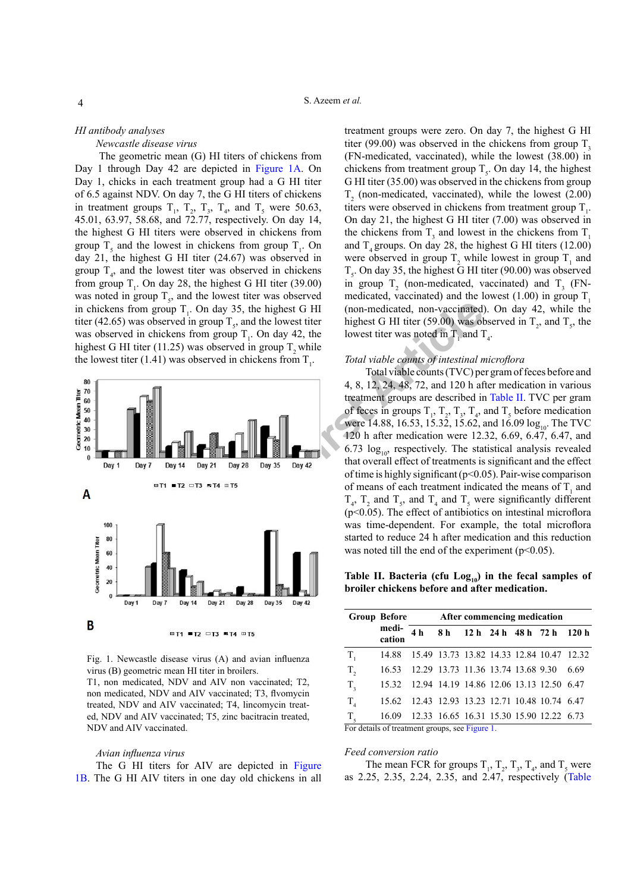### HI antibody analyses

*Newcastle disease virus*

The geometric mean (G) HI titers of chickens from Day 1 through Day 42 are depicted in Figure 1A. On Day 1, chicks in each treatment group had a G HI titer of 6.5 against NDV. On day 7, the G HI titers of chickens in treatment groups $T_1$, $T_2$, $T_3$, $T_4$, and $T_5$ were 50.63, 45.01, 63.97, 58.68, and 72.77, respectively. On day 14, the highest G HI titers were observed in chickens from group $T_5$ and the lowest in chickens from group $T_1$. On day 21, the highest G HI titer (24.67) was observed in group $T_4$, and the lowest titer was observed in chickens from group $T_1$. On day 28, the highest G HI titer (39.00) was noted in group $T_5$, and the lowest titer was observed in chickens from group $T_1$. On day 35, the highest G HI titer (42.65) was observed in group $T_5$, and the lowest titer was observed in chickens from group $T_1$. On day 42, the highest G HI titer (11.25) was observed in group $T_2$ while the lowest titer (1.41) was observed in chickens from $T_1$.

Fig. 1. Newcastle disease virus (A) and avian influenza virus (B) geometric mean HI titer in broilers.
T1, non medicated, NDV and AIV non vaccinated; T2, non medicated, NDV and AIV vaccinated; T3, flvomycin treated, NDV and AIV vaccinated; T4, lincomycin treated, NDV and AIV vaccinated; T5, zinc bacitracin treated, NDV and AIV vaccinated.

*Avian influenza virus*

The G HI titers for AIV are depicted in Figure 1B. The G HI AIV titers in one day old chickens in all treatment groups were zero. On day 7, the highest G HI titer (99.00) was observed in the chickens from group $T_3$ (FN-medicated, vaccinated), while the lowest (38.00) in chickens from treatment group $T_5$. On day 14, the highest G HI titer (35.00) was observed in the chickens from group $T_2$ (non-medicated, vaccinated), while the lowest (2.00) titers were observed in chickens from treatment group $T_1$. On day 21, the highest G HI titer (7.00) was observed in the chickens from $T_3$ and lowest in the chickens from $T_1$ and $T_4$ groups. On day 28, the highest G HI titers (12.00) were observed in group $T_2$ while lowest in group $T_1$ and $T_5$. On day 35, the highest G HI titer (90.00) was observed in group $T_2$ (non-medicated, vaccinated) and $T_3$ (FN-medicated, vaccinated) and the lowest (1.00) in group $T_1$ (non-medicated, non-vaccinated). On day 42, while the highest G HI titer (59.00) was observed in $T_2$, and $T_5$, the lowest titer was noted in $T_1$ and $T_4$.

### Total viable counts of intestinal microflora

Total viable counts (TVC) per gram of feces before and 4, 8, 12, 24, 48, 72, and 120 h after medication in various treatment groups are described in Table II. TVC per gram of feces in groups $T_1$, $T_2$, $T_3$, $T_4$, and $T_5$ before medication were 14.88, 16.53, 15.32, 15.62, and 16.09 $\log_{10}$. The TVC 120 h after medication were 12.32, 6.69, 6.47, 6.47, and 6.73 $\log_{10}$, respectively. The statistical analysis revealed that overall effect of treatments is significant and the effect of time is highly significant ($p<0.05$). Pair-wise comparison of means of each treatment indicated the means of $T_1$ and $T_4$, $T_2$ and $T_5$, and $T_4$ and $T_5$ were significantly different ($p<0.05$). The effect of antibiotics on intestinal microflora was time-dependent. For example, the total microflora started to reduce 24 h after medication and this reduction was noted till the end of the experiment ($p<0.05$).

**Table II. Bacteria (cfu $\mathbf{Log_{10}}$) in the fecal samples of broiler chickens before and after medication.**

| Group | Before medication | After commencing medication | | | | | | |
|---|---|---|---|---|---|---|---|---|
| | | 4 h | 8 h | 12 h | 24 h | 48 h | 72 h | 120 h |
| $T_1$ | 14.88 | 15.49 | 13.73 | 13.82 | 14.33 | 12.84 | 10.47 | 12.32 |
| $T_2$ | 16.53 | 12.29 | 13.73 | 11.36 | 13.74 | 13.68 | 9.30 | 6.69 |
| $T_3$ | 15.32 | 12.94 | 14.19 | 14.86 | 12.06 | 13.13 | 12.50 | 6.47 |
| $T_4$ | 15.62 | 12.43 | 12.93 | 13.23 | 12.71 | 10.48 | 10.74 | 6.47 |
| $T_5$ | 16.09 | 12.33 | 16.65 | 16.31 | 15.30 | 15.90 | 12.22 | 6.73 |

For details of treatment groups, see Figure 1.

### Feed conversion ratio

The mean FCR for groups $T_1$, $T_2$, $T_3$, $T_4$, and $T_5$ were as 2.25, 2.35, 2.24, 2.35, and 2.47, respectively (Table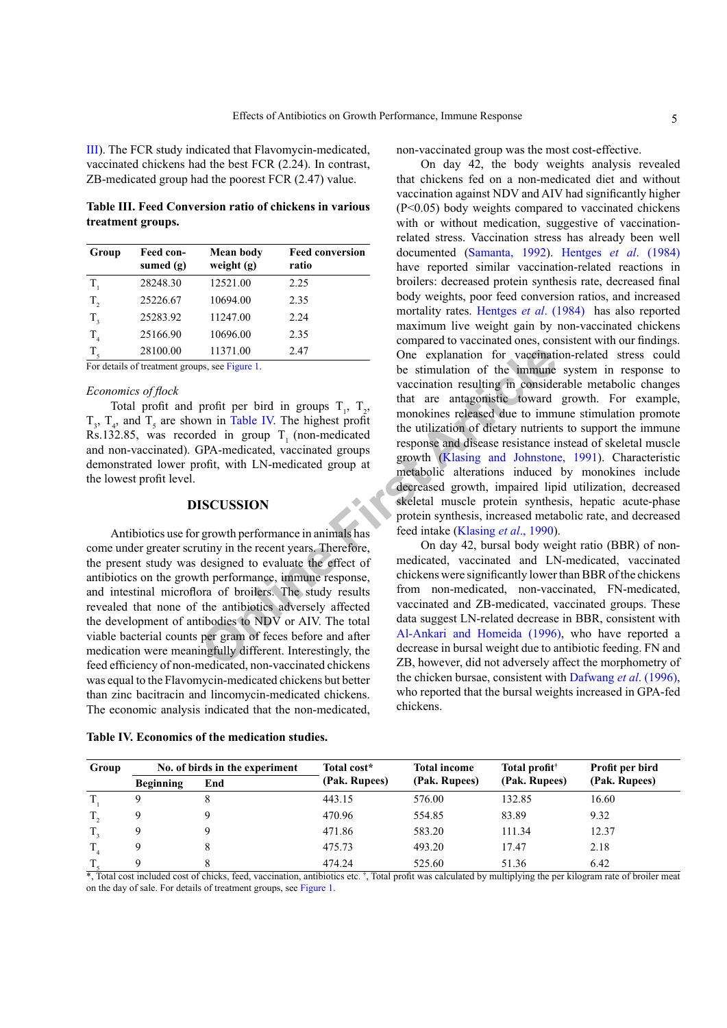III). The FCR study indicated that Flavomycin-medicated, vaccinated chickens had the best FCR (2.24). In contrast, ZB-medicated group had the poorest FCR (2.47) value.

**Table III. Feed Conversion ratio of chickens in various treatment groups.**

| Group | Feed consumed (g) | Mean body weight (g) | Feed conversion ratio |
|---|---|---|---|
| $T_1$ | 28248.30 | 12521.00 | 2.25 |
| $T_2$ | 25226.67 | 10694.00 | 2.35 |
| $T_3$ | 25283.92 | 11247.00 | 2.24 |
| $T_4$ | 25166.90 | 10696.00 | 2.35 |
| $T_5$ | 28100.00 | 11371.00 | 2.47 |

For details of treatment groups, see Figure 1.

*Economics of flock*

Total profit and profit per bird in groups $T_1$, $T_2$, $T_3$, $T_4$, and $T_5$ are shown in Table IV. The highest profit Rs.132.85, was recorded in group $T_1$ (non-medicated and non-vaccinated). GPA-medicated, vaccinated groups demonstrated lower profit, with LN-medicated group at the lowest profit level.

## DISCUSSION

Antibiotics use for growth performance in animals has come under greater scrutiny in the recent years. Therefore, the present study was designed to evaluate the effect of antibiotics on the growth performance, immune response, and intestinal microflora of broilers. The study results revealed that none of the antibiotics adversely affected the development of antibodies to NDV or AIV. The total viable bacterial counts per gram of feces before and after medication were meaningfully different. Interestingly, the feed efficiency of non-medicated, non-vaccinated chickens was equal to the Flavomycin-medicated chickens but better than zinc bacitracin and lincomycin-medicated chickens. The economic analysis indicated that the non-medicated, non-vaccinated group was the most cost-effective.

On day 42, the body weights analysis revealed that chickens fed on a non-medicated diet and without vaccination against NDV and AIV had significantly higher ($P<0.05$) body weights compared to vaccinated chickens with or without medication, suggestive of vaccination-related stress. Vaccination stress has already been well documented (Samanta, 1992). Hentges *et al*. (1984) have reported similar vaccination-related reactions in broilers: decreased protein synthesis rate, decreased final body weights, poor feed conversion ratios, and increased mortality rates. Hentges *et al*. (1984) has also reported maximum live weight gain by non-vaccinated chickens compared to vaccinated ones, consistent with our findings. One explanation for vaccination-related stress could be stimulation of the immune system in response to vaccination resulting in considerable metabolic changes that are antagonistic toward growth. For example, monokines released due to immune stimulation promote the utilization of dietary nutrients to support the immune response and disease resistance instead of skeletal muscle growth (Klasing and Johnstone, 1991). Characteristic metabolic alterations induced by monokines include decreased growth, impaired lipid utilization, decreased skeletal muscle protein synthesis, hepatic acute-phase protein synthesis, increased metabolic rate, and decreased feed intake (Klasing *et al*., 1990).

On day 42, bursal body weight ratio (BBR) of non-medicated, vaccinated and LN-medicated, vaccinated chickens were significantly lower than BBR of the chickens from non-medicated, non-vaccinated, FN-medicated, vaccinated and ZB-medicated, vaccinated groups. These data suggest LN-related decrease in BBR, consistent with Al-Ankari and Homeida (1996), who have reported a decrease in bursal weight due to antibiotic feeding. FN and ZB, however, did not adversely affect the morphometry of the chicken bursae, consistent with Dafwang *et al*. (1996), who reported that the bursal weights increased in GPA-fed chickens.

**Table IV. Economics of the medication studies.**

| Group | No. of birds in the experiment | | Total cost* (Pak. Rupees) | Total income (Pak. Rupees) | Total profit† (Pak. Rupees) | Profit per bird (Pak. Rupees) |
|---|---|---|---|---|---|---|
| | Beginning | End | | | | |
| $T_1$ | 9 | 8 | 443.15 | 576.00 | 132.85 | 16.60 |
| $T_2$ | 9 | 9 | 470.96 | 554.85 | 83.89 | 9.32 |
| $T_3$ | 9 | 9 | 471.86 | 583.20 | 111.34 | 12.37 |
| $T_4$ | 9 | 8 | 475.73 | 493.20 | 17.47 | 2.18 |
| $T_5$ | 9 | 8 | 474.24 | 525.60 | 51.36 | 6.42 |

*, Total cost included cost of chicks, feed, vaccination, antibiotics etc. †, Total profit was calculated by multiplying the per kilogram rate of broiler meat on the day of sale. For details of treatment groups, see Figure 1.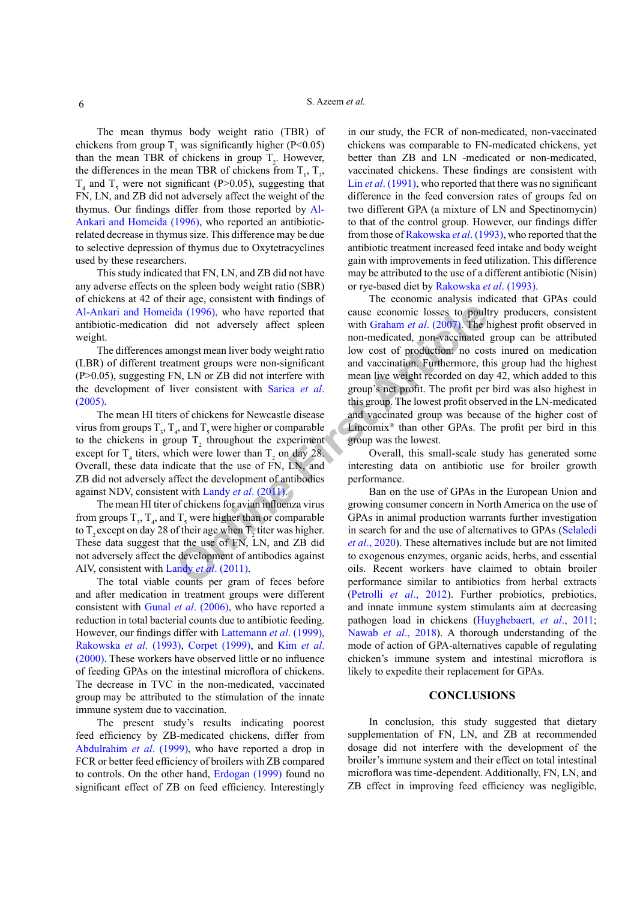The mean thymus body weight ratio (TBR) of chickens from group $T_1$ was significantly higher ($P<0.05$) than the mean TBR of chickens in group $T_2$. However, the differences in the mean TBR of chickens from $T_1$, $T_3$, $T_4$ and $T_5$ were not significant ($P>0.05$), suggesting that FN, LN, and ZB did not adversely affect the weight of the thymus. Our findings differ from those reported by Al-Ankari and Homeida (1996), who reported an antibiotic-related decrease in thymus size. This difference may be due to selective depression of thymus due to Oxytetracyclines used by these researchers.

This study indicated that FN, LN, and ZB did not have any adverse effects on the spleen body weight ratio (SBR) of chickens at 42 of their age, consistent with findings of Al-Ankari and Homeida (1996), who have reported that antibiotic-medication did not adversely affect spleen weight.

The differences amongst mean liver body weight ratio (LBR) of different treatment groups were non-significant ($P>0.05$), suggesting FN, LN or ZB did not interfere with the development of liver consistent with Sarica *et al.* (2005).

The mean HI titers of chickens for Newcastle disease virus from groups $T_3$, $T_4$, and $T_5$ were higher or comparable to the chickens in group $T_2$ throughout the experiment except for $T_4$ titers, which were lower than $T_2$ on day 28. Overall, these data indicate that the use of FN, LN, and ZB did not adversely affect the development of antibodies against NDV, consistent with Landy *et al.* (2011).

The mean HI titer of chickens for avian influenza virus from groups $T_3$, $T_4$, and $T_5$ were higher than or comparable to $T_2$ except on day 28 of their age when $T_2$ titer was higher. These data suggest that the use of FN, LN, and ZB did not adversely affect the development of antibodies against AIV, consistent with Landy *et al.* (2011).

The total viable counts per gram of feces before and after medication in treatment groups were different consistent with Gunal *et al.* (2006), who have reported a reduction in total bacterial counts due to antibiotic feeding. However, our findings differ with Lattemann *et al.* (1999), Rakowska *et al.* (1993), Corpet (1999), and Kim *et al.* (2000). These workers have observed little or no influence of feeding GPAs on the intestinal microflora of chickens. The decrease in TVC in the non-medicated, vaccinated group may be attributed to the stimulation of the innate immune system due to vaccination.

The present study's results indicating poorest feed efficiency by ZB-medicated chickens, differ from Abdulrahim *et al.* (1999), who have reported a drop in FCR or better feed efficiency of broilers with ZB compared to controls. On the other hand, Erdogan (1999) found no significant effect of ZB on feed efficiency. Interestingly in our study, the FCR of non-medicated, non-vaccinated chickens was comparable to FN-medicated chickens, yet better than ZB and LN -medicated or non-medicated, vaccinated chickens. These findings are consistent with Lin *et al.* (1991), who reported that there was no significant difference in the feed conversion rates of groups fed on two different GPA (a mixture of LN and Spectinomycin) to that of the control group. However, our findings differ from those of Rakowska *et al.* (1993), who reported that the antibiotic treatment increased feed intake and body weight gain with improvements in feed utilization. This difference may be attributed to the use of a different antibiotic (Nisin) or rye-based diet by Rakowska *et al.* (1993).

The economic analysis indicated that GPAs could cause economic losses to poultry producers, consistent with Graham *et al.* (2007). The highest profit observed in non-medicated, non-vaccinated group can be attributed low cost of production: no costs inured on medication and vaccination. Furthermore, this group had the highest mean live weight recorded on day 42, which added to this group's net profit. The profit per bird was also highest in this group. The lowest profit observed in the LN-medicated and vaccinated group was because of the higher cost of Lincomix® than other GPAs. The profit per bird in this group was the lowest.

Overall, this small-scale study has generated some interesting data on antibiotic use for broiler growth performance.

Ban on the use of GPAs in the European Union and growing consumer concern in North America on the use of GPAs in animal production warrants further investigation in search for and the use of alternatives to GPAs (Selaledi *et al.*, 2020). These alternatives include but are not limited to exogenous enzymes, organic acids, herbs, and essential oils. Recent workers have claimed to obtain broiler performance similar to antibiotics from herbal extracts (Petrolli *et al.*, 2012). Further probiotics, prebiotics, and innate immune system stimulants aim at decreasing pathogen load in chickens (Huyghebaert, *et al.*, 2011; Nawab *et al.*, 2018). A thorough understanding of the mode of action of GPA-alternatives capable of regulating chicken's immune system and intestinal microflora is likely to expedite their replacement for GPAs.

## CONCLUSIONS

In conclusion, this study suggested that dietary supplementation of FN, LN, and ZB at recommended dosage did not interfere with the development of the broiler's immune system and their effect on total intestinal microflora was time-dependent. Additionally, FN, LN, and ZB effect in improving feed efficiency was negligible,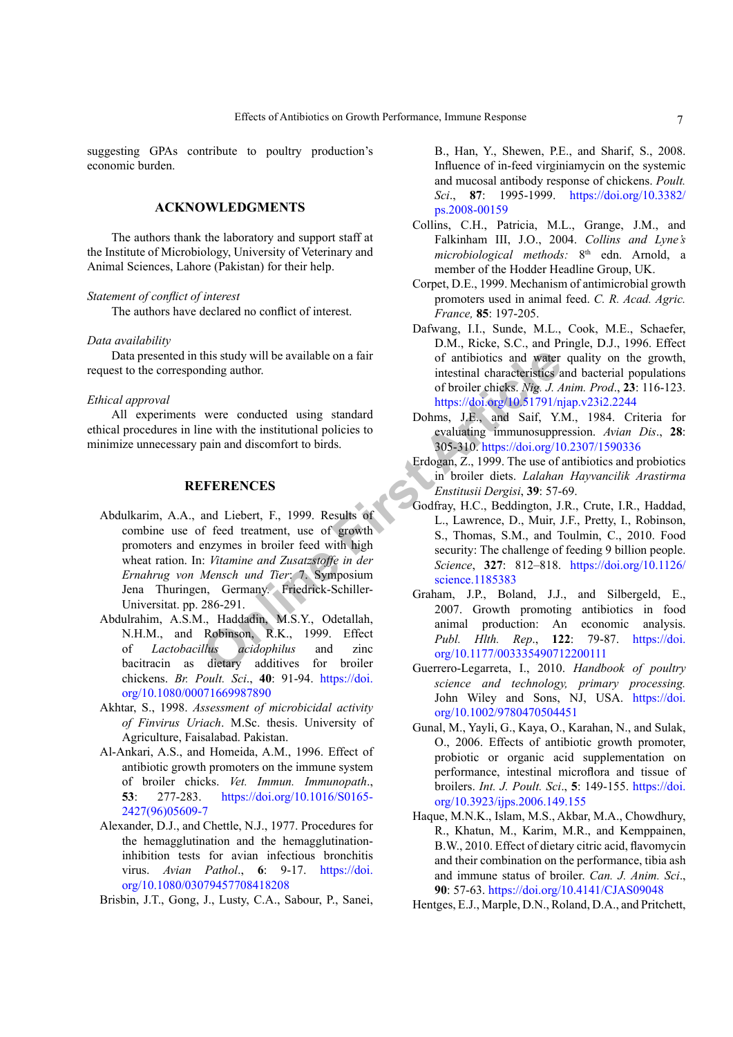suggesting GPAs contribute to poultry production's economic burden.

## ACKNOWLEDGMENTS

The authors thank the laboratory and support staff at the Institute of Microbiology, University of Veterinary and Animal Sciences, Lahore (Pakistan) for their help.

*Statement of conflict of interest*

The authors have declared no conflict of interest.

*Data availability*

Data presented in this study will be available on a fair request to the corresponding author.

*Ethical approval*

All experiments were conducted using standard ethical procedures in line with the institutional policies to minimize unnecessary pain and discomfort to birds.

## REFERENCES

Abdulkarim, A.A., and Liebert, F., 1999. Results of combine use of feed treatment, use of growth promoters and enzymes in broiler feed with high wheat ration. In: *Vitamine and Zusatzstoffe in der Ernahrug von Mensch und Tier*: 7. Symposium Jena Thuringen, Germany. Friedrick-Schiller-Universitat. pp. 286-291.

Abdulrahim, A.S.M., Haddadin, M.S.Y., Odetallah, N.H.M., and Robinson, R.K., 1999. Effect of *Lactobacillus acidophilus* and zinc bacitracin as dietary additives for broiler chickens. *Br. Poult. Sci*., **40**: 91-94. https://doi.org/10.1080/00071669987890

Akhtar, S., 1998. *Assessment of microbicidal activity of Finvirus Uriach*. M.Sc. thesis. University of Agriculture, Faisalabad. Pakistan.

Al-Ankari, A.S., and Homeida, A.M., 1996. Effect of antibiotic growth promoters on the immune system of broiler chicks. *Vet. Immun. Immunopath*., **53**: 277-283. https://doi.org/10.1016/S0165-2427(96)05609-7

Alexander, D.J., and Chettle, N.J., 1977. Procedures for the hemagglutination and the hemagglutination-inhibition tests for avian infectious bronchitis virus. *Avian Pathol*., **6**: 9-17. https://doi.org/10.1080/03079457708418208

Brisbin, J.T., Gong, J., Lusty, C.A., Sabour, P., Sanei, B., Han, Y., Shewen, P.E., and Sharif, S., 2008. Influence of in-feed virginiamycin on the systemic and mucosal antibody response of chickens. *Poult. Sci*., **87**: 1995-1999. https://doi.org/10.3382/ps.2008-00159

Collins, C.H., Patricia, M.L., Grange, J.M., and Falkinham III, J.O., 2004. *Collins and Lyne's microbiological methods:* 8th edn. Arnold, a member of the Hodder Headline Group, UK.

Corpet, D.E., 1999. Mechanism of antimicrobial growth promoters used in animal feed. *C. R. Acad. Agric. France*, **85**: 197-205.

Dafwang, I.I., Sunde, M.L., Cook, M.E., Schaefer, D.M., Ricke, S.C., and Pringle, D.J., 1996. Effect of antibiotics and water quality on the growth, intestinal characteristics and bacterial populations of broiler chicks. *Nig. J. Anim. Prod*., **23**: 116-123. https://doi.org/10.51791/njap.v23i2.2244

Dohms, J.E., and Saif, Y.M., 1984. Criteria for evaluating immunosuppression. *Avian Dis*., **28**: 305-310. https://doi.org/10.2307/1590336

Erdogan, Z., 1999. The use of antibiotics and probiotics in broiler diets. *Lalahan Hayvancilik Arastirma Enstitusii Dergisi*, **39**: 57-69.

Godfray, H.C., Beddington, J.R., Crute, I.R., Haddad, L., Lawrence, D., Muir, J.F., Pretty, I., Robinson, S., Thomas, S.M., and Toulmin, C., 2010. Food security: The challenge of feeding 9 billion people. *Science*, **327**: 812–818. https://doi.org/10.1126/science.1185383

Graham, J.P., Boland, J.J., and Silbergeld, E., 2007. Growth promoting antibiotics in food animal production: An economic analysis. *Publ. Hlth. Rep*., **122**: 79-87. https://doi.org/10.1177/003335490712200111

Guerrero-Legarreta, I., 2010. *Handbook of poultry science and technology, primary processing*. John Wiley and Sons, NJ, USA. https://doi.org/10.1002/9780470504451

Gunal, M., Yayli, G., Kaya, O., Karahan, N., and Sulak, O., 2006. Effects of antibiotic growth promoter, probiotic or organic acid supplementation on performance, intestinal microflora and tissue of broilers. *Int. J. Poult. Sci*., **5**: 149-155. https://doi.org/10.3923/ijps.2006.149.155

Haque, M.N.K., Islam, M.S., Akbar, M.A., Chowdhury, R., Khatun, M., Karim, M.R., and Kemppainen, B.W., 2010. Effect of dietary citric acid, flavomycin and their combination on the performance, tibia ash and immune status of broiler. *Can. J. Anim. Sci*., **90**: 57-63. https://doi.org/10.4141/CJAS09048

Hentges, E.J., Marple, D.N., Roland, D.A., and Pritchett,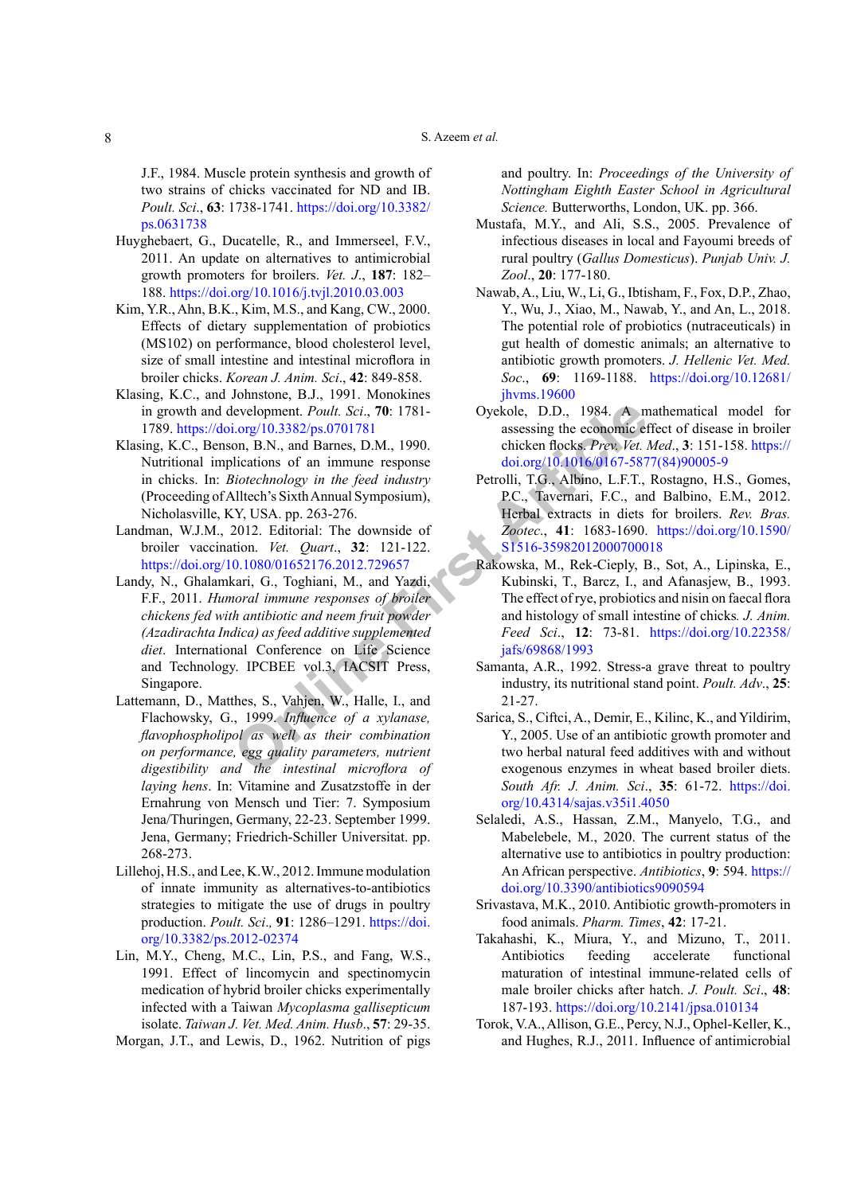J.F., 1984. Muscle protein synthesis and growth of two strains of chicks vaccinated for ND and IB. *Poult. Sci*., **63**: 1738-1741. https://doi.org/10.3382/ps.0631738

Huyghebaert, G., Ducatelle, R., and Immerseel, F.V., 2011. An update on alternatives to antimicrobial growth promoters for broilers. *Vet. J*., **187**: 182–188. https://doi.org/10.1016/j.tvjl.2010.03.003

Kim, Y.R., Ahn, B.K., Kim, M.S., and Kang, CW., 2000. Effects of dietary supplementation of probiotics (MS102) on performance, blood cholesterol level, size of small intestine and intestinal microflora in broiler chicks. *Korean J. Anim. Sci*., **42**: 849-858.

Klasing, K.C., and Johnstone, B.J., 1991. Monokines in growth and development. *Poult. Sci*., **70**: 1781-1789. https://doi.org/10.3382/ps.0701781

Klasing, K.C., Benson, B.N., and Barnes, D.M., 1990. Nutritional implications of an immune response in chicks. In: *Biotechnology in the feed industry* (Proceeding of Alltech's Sixth Annual Symposium), Nicholasville, KY, USA. pp. 263-276.

Landman, W.J.M., 2012. Editorial: The downside of broiler vaccination. *Vet. Quart*., **32**: 121-122. https://doi.org/10.1080/01652176.2012.729657

Landy, N., Ghalamkari, G., Toghiani, M., and Yazdi, F.F., 2011. *Humoral immune responses of broiler chickens fed with antibiotic and neem fruit powder (Azadirachta Indica) as feed additive supplemented diet*. International Conference on Life Science and Technology. IPCBEE vol.3, IACSIT Press, Singapore.

Lattemann, D., Matthes, S., Vahjen, W., Halle, I., and Flachowsky, G., 1999. *Influence of a xylanase, flavophospholipol as well as their combination on performance, egg quality parameters, nutrient digestibility and the intestinal microflora of laying hens*. In: Vitamine und Zusatzstoffe in der Ernahrung von Mensch und Tier: 7. Symposium Jena/Thuringen, Germany, 22-23. September 1999. Jena, Germany; Friedrich-Schiller Universitat. pp. 268-273.

Lillehoj, H.S., and Lee, K.W., 2012. Immune modulation of innate immunity as alternatives-to-antibiotics strategies to mitigate the use of drugs in poultry production. *Poult. Sci*.*,* **91**: 1286–1291. https://doi.org/10.3382/ps.2012-02374

Lin, M.Y., Cheng, M.C., Lin, P.S., and Fang, W.S., 1991. Effect of lincomycin and spectinomycin medication of hybrid broiler chicks experimentally infected with a Taiwan *Mycoplasma gallisepticum* isolate. *Taiwan J. Vet. Med. Anim. Husb*., **57**: 29-35.

Morgan, J.T., and Lewis, D., 1962. Nutrition of pigs and poultry. In: *Proceedings of the University of Nottingham Eighth Easter School in Agricultural Science.* Butterworths, London, UK. pp. 366.

Mustafa, M.Y., and Ali, S.S., 2005. Prevalence of infectious diseases in local and Fayoumi breeds of rural poultry (*Gallus Domesticus*). *Punjab Univ. J. Zool*., **20**: 177-180.

Nawab, A., Liu, W., Li, G., Ibtisham, F., Fox, D.P., Zhao, Y., Wu, J., Xiao, M., Nawab, Y., and An, L., 2018. The potential role of probiotics (nutraceuticals) in gut health of domestic animals; an alternative to antibiotic growth promoters. *J. Hellenic Vet. Med. Soc*., **69**: 1169-1188. https://doi.org/10.12681/jhvms.19600

Oyekole, D.D., 1984. A mathematical model for assessing the economic effect of disease in broiler chicken flocks. *Prev. Vet. Med*., **3**: 151-158. https://doi.org/10.1016/0167-5877(84)90005-9

Petrolli, T.G., Albino, L.F.T., Rostagno, H.S., Gomes, P.C., Tavernari, F.C., and Balbino, E.M., 2012. Herbal extracts in diets for broilers. *Rev. Bras. Zootec*., **41**: 1683-1690. https://doi.org/10.1590/S1516-35982012000700018

Rakowska, M., Rek-Cieply, B., Sot, A., Lipinska, E., Kubinski, T., Barcz, I., and Afanasjew, B., 1993. The effect of rye, probiotics and nisin on faecal flora and histology of small intestine of chicks. *J. Anim. Feed Sci*., **12**: 73-81. https://doi.org/10.22358/jafs/69868/1993

Samanta, A.R., 1992. Stress-a grave threat to poultry industry, its nutritional stand point. *Poult. Adv*., **25**: 21-27.

Sarica, S., Ciftci, A., Demir, E., Kilinc, K., and Yildirim, Y., 2005. Use of an antibiotic growth promoter and two herbal natural feed additives with and without exogenous enzymes in wheat based broiler diets. *South Afr. J. Anim. Sci*., **35**: 61-72. https://doi.org/10.4314/sajas.v35i1.4050

Selaledi, A.S., Hassan, Z.M., Manyelo, T.G., and Mabelebele, M., 2020. The current status of the alternative use to antibiotics in poultry production: An African perspective. *Antibiotics*, **9**: 594. https://doi.org/10.3390/antibiotics9090594

Srivastava, M.K., 2010. Antibiotic growth-promoters in food animals. *Pharm. Times*, **42**: 17-21.

Takahashi, K., Miura, Y., and Mizuno, T., 2011. Antibiotics feeding accelerate functional maturation of intestinal immune-related cells of male broiler chicks after hatch. *J. Poult. Sci*., **48**: 187-193. https://doi.org/10.2141/jpsa.010134

Torok, V.A., Allison, G.E., Percy, N.J., Ophel-Keller, K., and Hughes, R.J., 2011. Influence of antimicrobial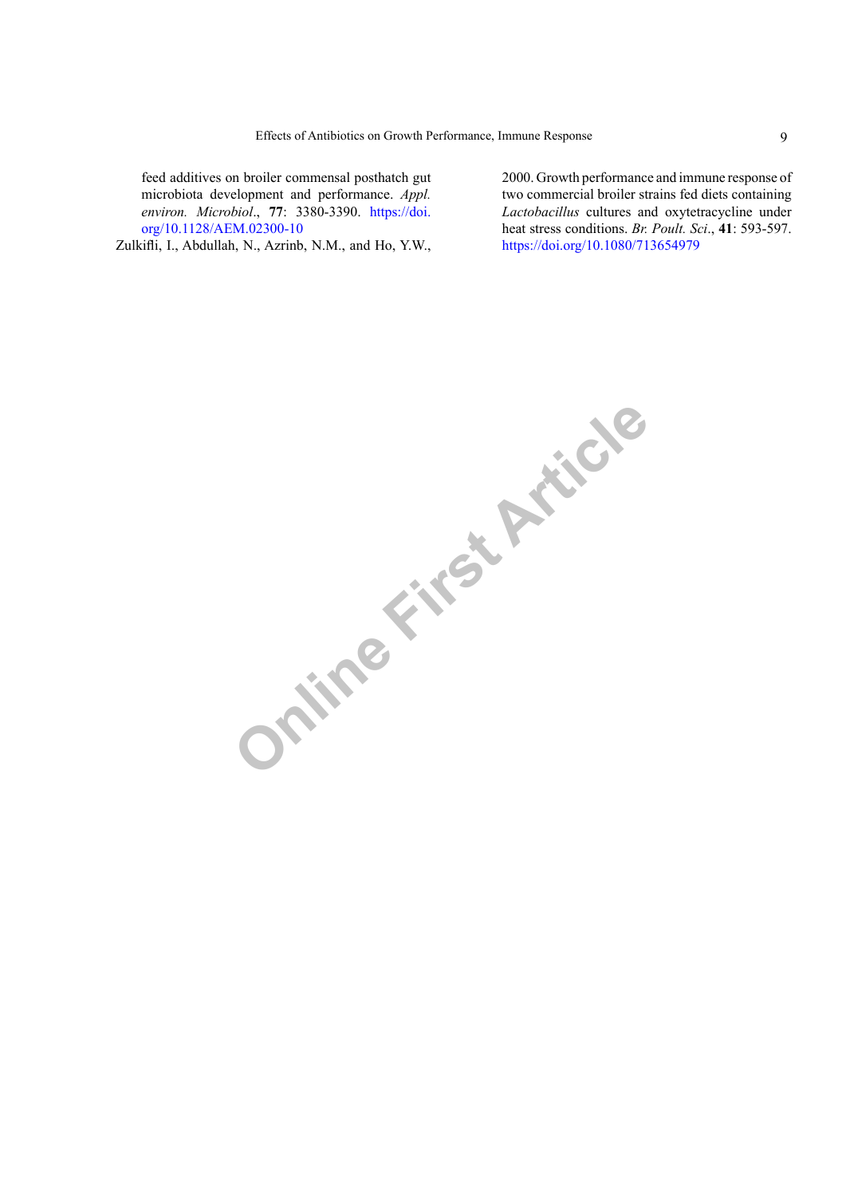feed additives on broiler commensal posthatch gut microbiota development and performance. *Appl. environ. Microbiol*., **77**: 3380-3390. https://doi.org/10.1128/AEM.02300-10

Zulkifli, I., Abdullah, N., Azrinb, N.M., and Ho, Y.W., 2000. Growth performance and immune response of two commercial broiler strains fed diets containing *Lactobacillus* cultures and oxytetracycline under heat stress conditions. *Br. Poult. Sci*., **41**: 593-597. https://doi.org/10.1080/713654979